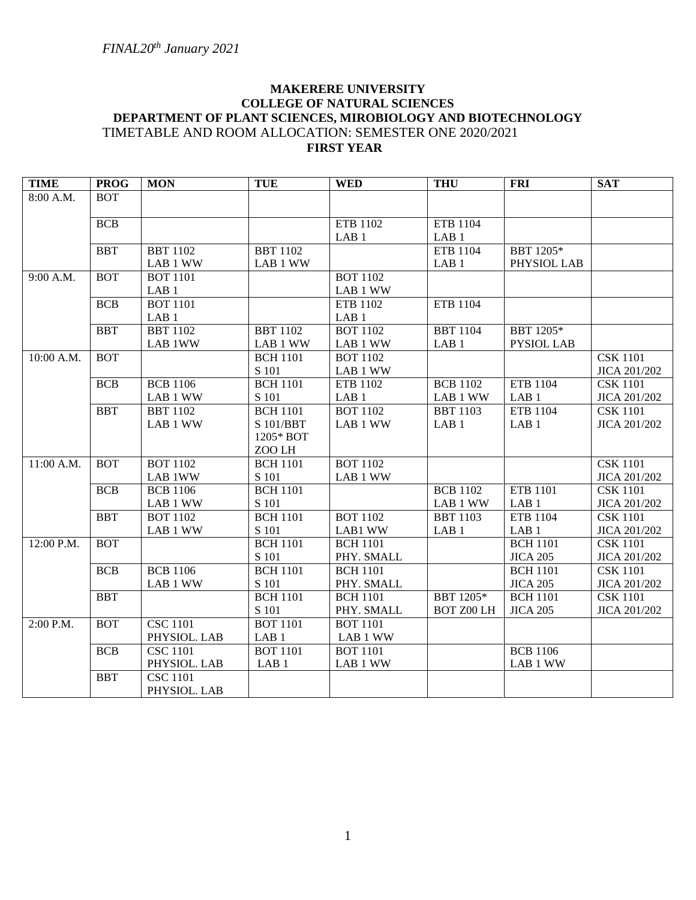*FINAL20th January 2021*

**MAKERERE UNIVERSITY**
**COLLEGE OF NATURAL SCIENCES**
**DEPARTMENT OF PLANT SCIENCES, MIROBIOLOGY AND BIOTECHNOLOGY**
TIMETABLE AND ROOM ALLOCATION: SEMESTER ONE 2020/2021
**FIRST YEAR**

| TIME | PROG | MON | TUE | WED | THU | FRI | SAT |
|---|---|---|---|---|---|---|---|
| 8:00 A.M. | BOT | | | | | | |
| | BCB | | | ETB 1102 LAB 1 | ETB 1104 LAB 1 | | |
| | BBT | BBT 1102 LAB 1 WW | BBT 1102 LAB 1 WW | | ETB 1104 LAB 1 | BBT 1205* PHYSIOL LAB | |
| 9:00 A.M. | BOT | BOT 1101 LAB 1 | | BOT 1102 LAB 1 WW | | | |
| | BCB | BOT 1101 LAB 1 | | ETB 1102 LAB 1 | ETB 1104 | | |
| | BBT | BBT 1102 LAB 1WW | BBT 1102 LAB 1 WW | BOT 1102 LAB 1 WW | BBT 1104 LAB 1 | BBT 1205* PYSIOL LAB | |
| 10:00 A.M. | BOT | | BCH 1101 S 101 | BOT 1102 LAB 1 WW | | | CSK 1101 JICA 201/202 |
| | BCB | BCB 1106 LAB 1 WW | BCH 1101 S 101 | ETB 1102 LAB 1 | BCB 1102 LAB 1 WW | ETB 1104 LAB 1 | CSK 1101 JICA 201/202 |
| | BBT | BBT 1102 LAB 1 WW | BCH 1101 S 101/BBT 1205* BOT ZOO LH | BOT 1102 LAB 1 WW | BBT 1103 LAB 1 | ETB 1104 LAB 1 | CSK 1101 JICA 201/202 |
| 11:00 A.M. | BOT | BOT 1102 LAB 1WW | BCH 1101 S 101 | BOT 1102 LAB 1 WW | | | CSK 1101 JICA 201/202 |
| | BCB | BCB 1106 LAB 1 WW | BCH 1101 S 101 | | BCB 1102 LAB 1 WW | ETB 1101 LAB 1 | CSK 1101 JICA 201/202 |
| | BBT | BOT 1102 LAB 1 WW | BCH 1101 S 101 | BOT 1102 LAB1 WW | BBT 1103 LAB 1 | ETB 1104 LAB 1 | CSK 1101 JICA 201/202 |
| 12:00 P.M. | BOT | | BCH 1101 S 101 | BCH 1101 PHY. SMALL | | BCH 1101 JICA 205 | CSK 1101 JICA 201/202 |
| | BCB | BCB 1106 LAB 1 WW | BCH 1101 S 101 | BCH 1101 PHY. SMALL | | BCH 1101 JICA 205 | CSK 1101 JICA 201/202 |
| | BBT | | BCH 1101 S 101 | BCH 1101 PHY. SMALL | BBT 1205* BOT Z00 LH | BCH 1101 JICA 205 | CSK 1101 JICA 201/202 |
| 2:00 P.M. | BOT | CSC 1101 PHYSIOL. LAB | BOT 1101 LAB 1 | BOT 1101 LAB 1 WW | | | |
| | BCB | CSC 1101 PHYSIOL. LAB | BOT 1101 LAB 1 | BOT 1101 LAB 1 WW | | BCB 1106 LAB 1 WW | |
| | BBT | CSC 1101 PHYSIOL. LAB | | | | | |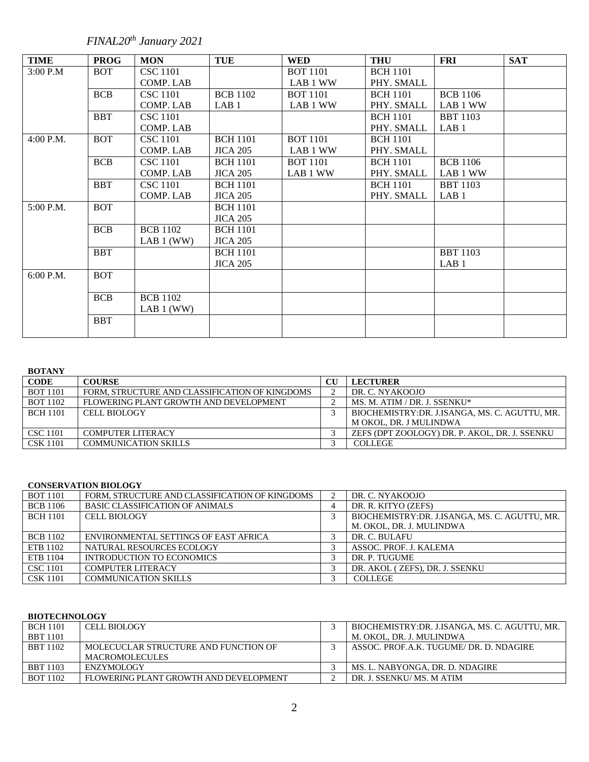*FINAL20th January 2021*

| TIME | PROG | MON | TUE | WED | THU | FRI | SAT |
|---|---|---|---|---|---|---|---|
| 3:00 P.M | BOT | CSC 1101 COMP. LAB | | BOT 1101 LAB 1 WW | BCH 1101 PHY. SMALL | | |
| | BCB | CSC 1101 COMP. LAB | BCB 1102 LAB 1 | BOT 1101 LAB 1 WW | BCH 1101 PHY. SMALL | BCB 1106 LAB 1 WW | |
| | BBT | CSC 1101 COMP. LAB | | | BCH 1101 PHY. SMALL | BBT 1103 LAB 1 | |
| 4:00 P.M. | BOT | CSC 1101 COMP. LAB | BCH 1101 JICA 205 | BOT 1101 LAB 1 WW | BCH 1101 PHY. SMALL | | |
| | BCB | CSC 1101 COMP. LAB | BCH 1101 JICA 205 | BOT 1101 LAB 1 WW | BCH 1101 PHY. SMALL | BCB 1106 LAB 1 WW | |
| | BBT | CSC 1101 COMP. LAB | BCH 1101 JICA 205 | | BCH 1101 PHY. SMALL | BBT 1103 LAB 1 | |
| 5:00 P.M. | BOT | | BCH 1101 JICA 205 | | | | |
| | BCB | BCB 1102 LAB 1 (WW) | BCH 1101 JICA 205 | | | | |
| | BBT | | BCH 1101 JICA 205 | | | BBT 1103 LAB 1 | |
| 6:00 P.M. | BOT | | | | | | |
| | BCB | BCB 1102 LAB 1 (WW) | | | | | |
| | BBT | | | | | | |

**BOTANY**

| CODE | COURSE | CU | LECTURER |
|---|---|---|---|
| BOT 1101 | FORM, STRUCTURE AND CLASSIFICATION OF KINGDOMS | 2 | DR. C. NYAKOOJO |
| BOT 1102 | FLOWERING PLANT GROWTH AND DEVELOPMENT | 2 | MS. M. ATIM / DR. J. SSENKU* |
| BCH 1101 | CELL BIOLOGY | 3 | BIOCHEMISTRY:DR. J.ISANGA, MS. C. AGUTTU, MR. M OKOL, DR. J MULINDWA |
| CSC 1101 | COMPUTER LITERACY | 3 | ZEFS (DPT ZOOLOGY) DR. P. AKOL, DR. J. SSENKU |
| CSK 1101 | COMMUNICATION SKILLS | 3 | COLLEGE |

**CONSERVATION BIOLOGY**

| CODE | COURSE | CU | LECTURER |
|---|---|---|---|
| BOT 1101 | FORM, STRUCTURE AND CLASSIFICATION OF KINGDOMS | 2 | DR. C. NYAKOOJO |
| BCB 1106 | BASIC CLASSIFICATION OF ANIMALS | 4 | DR. R. KITYO (ZEFS) |
| BCH 1101 | CELL BIOLOGY | 3 | BIOCHEMISTRY:DR. J.ISANGA, MS. C. AGUTTU, MR. M. OKOL, DR. J. MULINDWA |
| BCB 1102 | ENVIRONMENTAL SETTINGS OF EAST AFRICA | 3 | DR. C. BULAFU |
| ETB 1102 | NATURAL RESOURCES ECOLOGY | 3 | ASSOC. PROF. J. KALEMA |
| ETB 1104 | INTRODUCTION TO ECONOMICS | 3 | DR. P. TUGUME |
| CSC 1101 | COMPUTER LITERACY | 3 | DR. AKOL ( ZEFS), DR. J. SSENKU |
| CSK 1101 | COMMUNICATION SKILLS | 3 | COLLEGE |

**BIOTECHNOLOGY**

| CODE | COURSE | CU | LECTURER |
|---|---|---|---|
| BCH 1101 BBT 1101 | CELL BIOLOGY | 3 | BIOCHEMISTRY:DR. J.ISANGA, MS. C. AGUTTU, MR. M. OKOL, DR. J. MULINDWA |
| BBT 1102 | MOLECUCLAR STRUCTURE AND FUNCTION OF MACROMOLECULES | 3 | ASSOC. PROF.A.K. TUGUME/ DR. D. NDAGIRE |
| BBT 1103 | ENZYMOLOGY | 3 | MS. L. NABYONGA, DR. D. NDAGIRE |
| BOT 1102 | FLOWERING PLANT GROWTH AND DEVELOPMENT | 2 | DR. J. SSENKU/ MS. M ATIM |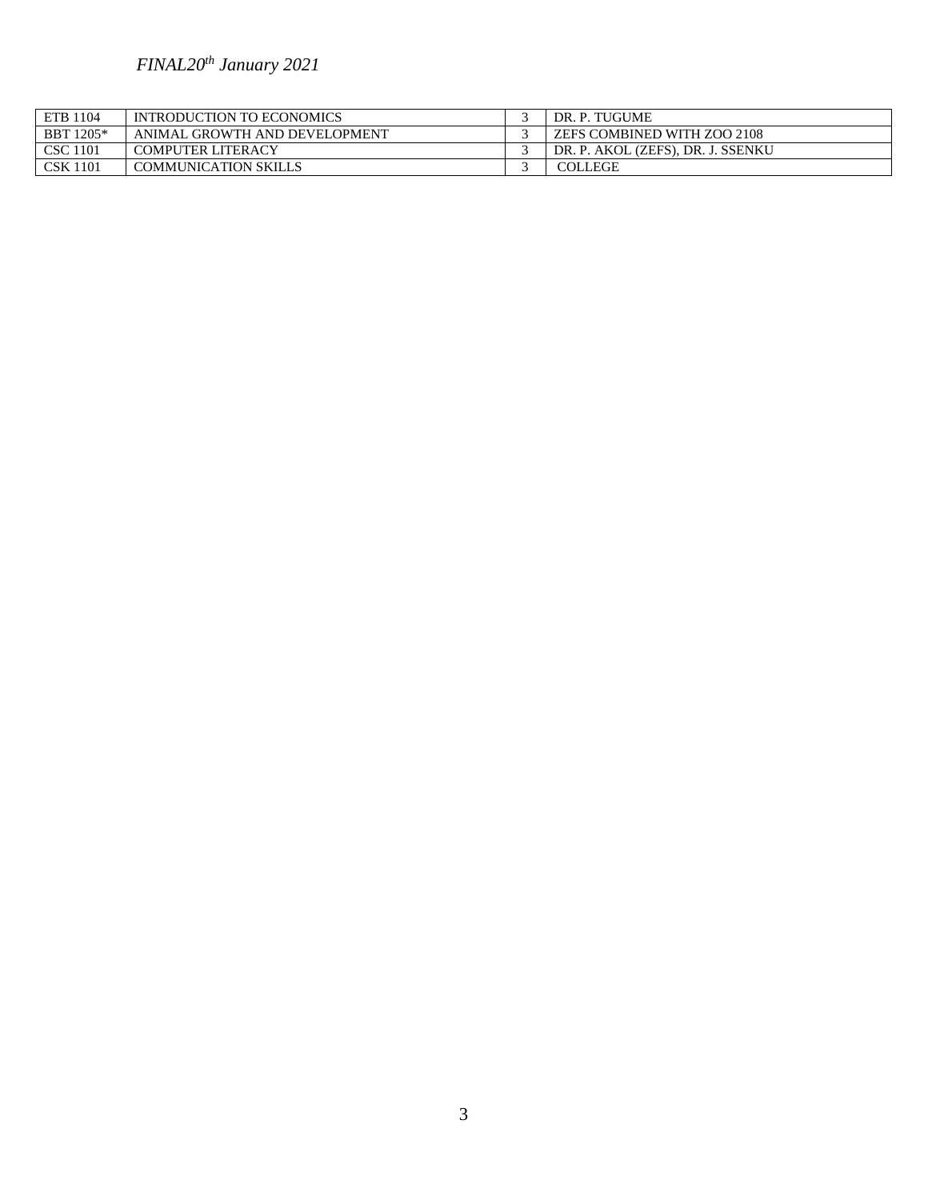| ETB 1104 | INTRODUCTION TO ECONOMICS | 3 | DR. P. TUGUME |
| --- | --- | --- | --- |
| BBT 1205* | ANIMAL GROWTH AND DEVELOPMENT | 3 | ZEFS COMBINED WITH ZOO 2108 |
| CSC 1101 | COMPUTER LITERACY | 3 | DR. P. AKOL (ZEFS), DR. J. SSENKU |
| CSK 1101 | COMMUNICATION SKILLS | 3 | COLLEGE |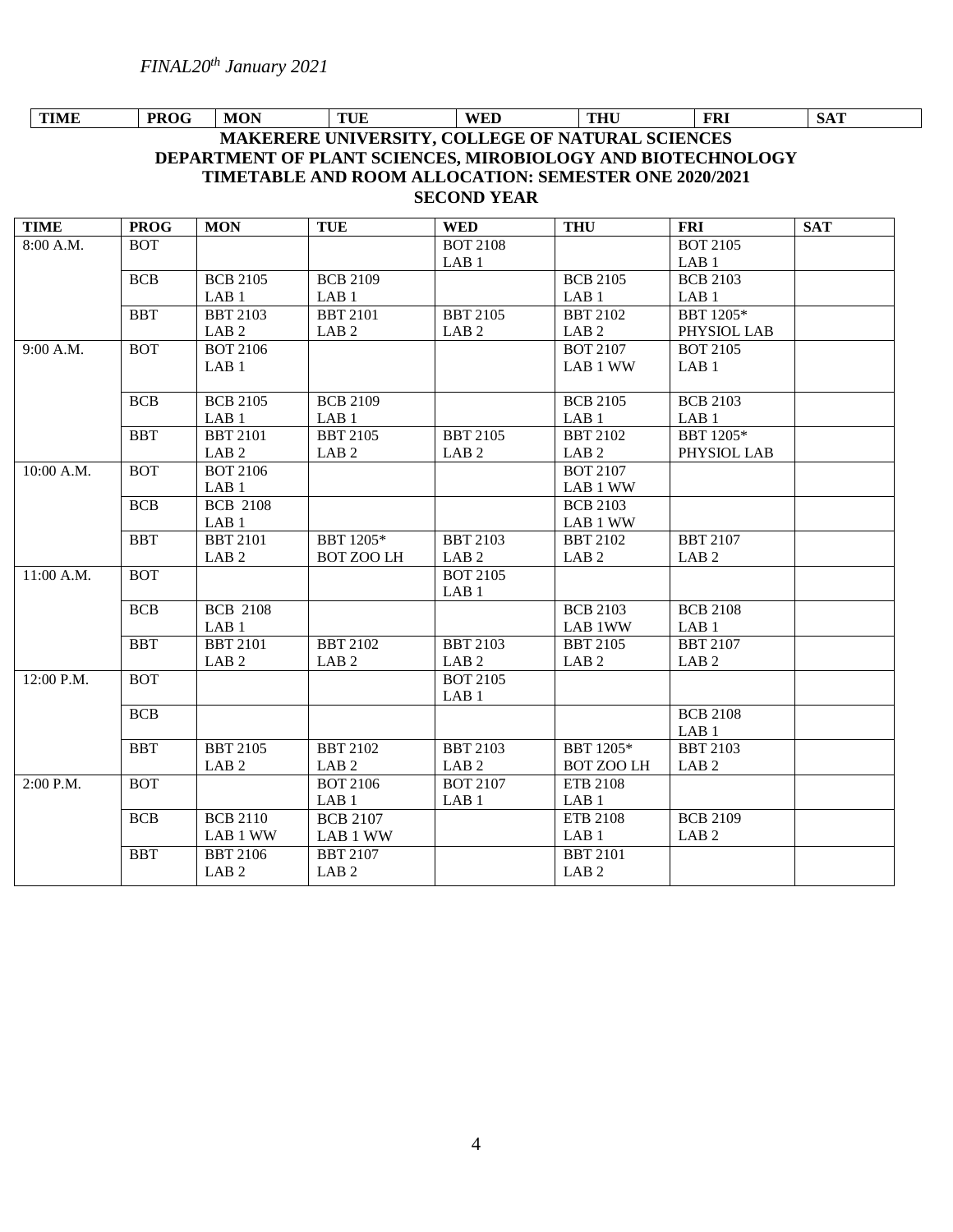*FINAL20th January 2021*

| TIME | PROG | MON | TUE | WED | THU | FRI | SAT |
|---|---|---|---|---|---|---|---|

**MAKERERE UNIVERSITY, COLLEGE OF NATURAL SCIENCES**
**DEPARTMENT OF PLANT SCIENCES, MIROBIOLOGY AND BIOTECHNOLOGY**
**TIMETABLE AND ROOM ALLOCATION: SEMESTER ONE 2020/2021**
**SECOND YEAR**

| TIME | PROG | MON | TUE | WED | THU | FRI | SAT |
|---|---|---|---|---|---|---|---|
| 8:00 A.M. | BOT | | | BOT 2108 LAB 1 | | BOT 2105 LAB 1 | |
| | BCB | BCB 2105 LAB 1 | BCB 2109 LAB 1 | | BCB 2105 LAB 1 | BCB 2103 LAB 1 | |
| | BBT | BBT 2103 LAB 2 | BBT 2101 LAB 2 | BBT 2105 LAB 2 | BBT 2102 LAB 2 | BBT 1205* PHYSIOL LAB | |
| 9:00 A.M. | BOT | BOT 2106 LAB 1 | | | BOT 2107 LAB 1 WW | BOT 2105 LAB 1 | |
| | BCB | BCB 2105 LAB 1 | BCB 2109 LAB 1 | | BCB 2105 LAB 1 | BCB 2103 LAB 1 | |
| | BBT | BBT 2101 LAB 2 | BBT 2105 LAB 2 | BBT 2105 LAB 2 | BBT 2102 LAB 2 | BBT 1205* PHYSIOL LAB | |
| 10:00 A.M. | BOT | BOT 2106 LAB 1 | | | BOT 2107 LAB 1 WW | | |
| | BCB | BCB 2108 LAB 1 | | | BCB 2103 LAB 1 WW | | |
| | BBT | BBT 2101 LAB 2 | BBT 1205* BOT ZOO LH | BBT 2103 LAB 2 | BBT 2102 LAB 2 | BBT 2107 LAB 2 | |
| 11:00 A.M. | BOT | | | BOT 2105 LAB 1 | | | |
| | BCB | BCB 2108 LAB 1 | | | BCB 2103 LAB 1WW | BCB 2108 LAB 1 | |
| | BBT | BBT 2101 LAB 2 | BBT 2102 LAB 2 | BBT 2103 LAB 2 | BBT 2105 LAB 2 | BBT 2107 LAB 2 | |
| 12:00 P.M. | BOT | | | BOT 2105 LAB 1 | | | |
| | BCB | | | | | BCB 2108 LAB 1 | |
| | BBT | BBT 2105 LAB 2 | BBT 2102 LAB 2 | BBT 2103 LAB 2 | BBT 1205* BOT ZOO LH | BBT 2103 LAB 2 | |
| 2:00 P.M. | BOT | | BOT 2106 LAB 1 | BOT 2107 LAB 1 | ETB 2108 LAB 1 | | |
| | BCB | BCB 2110 LAB 1 WW | BCB 2107 LAB 1 WW | | ETB 2108 LAB 1 | BCB 2109 LAB 2 | |
| | BBT | BBT 2106 LAB 2 | BBT 2107 LAB 2 | | BBT 2101 LAB 2 | | |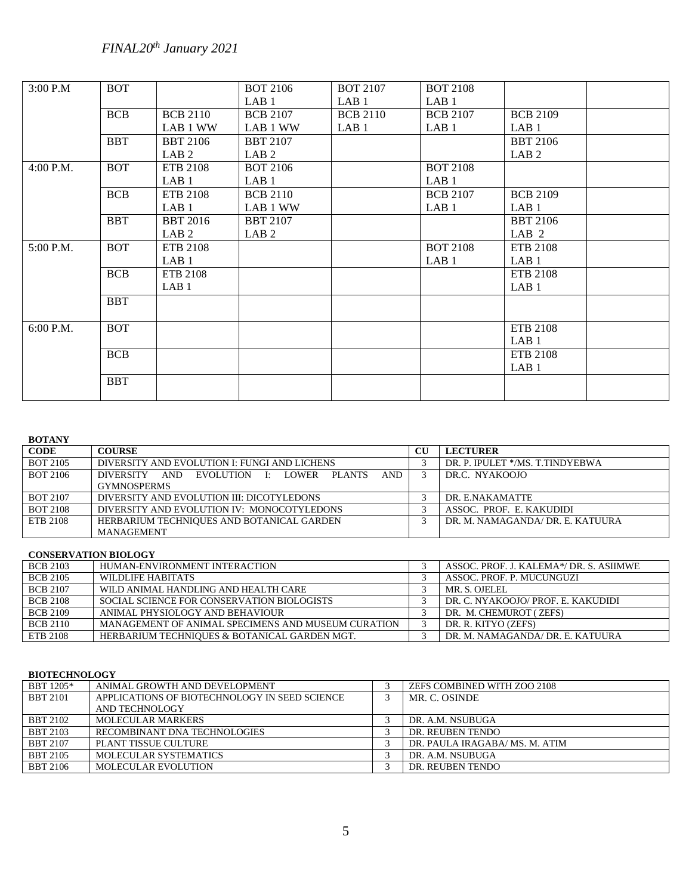*FINAL20th January 2021*

| | | | | | | | |
|---|---|---|---|---|---|---|---|
| 3:00 P.M | BOT | | BOT 2106 LAB 1 | BOT 2107 LAB 1 | BOT 2108 LAB 1 | | |
| | BCB | BCB 2110 LAB 1 WW | BCB 2107 LAB 1 WW | BCB 2110 LAB 1 | BCB 2107 LAB 1 | BCB 2109 LAB 1 | |
| | BBT | BBT 2106 LAB 2 | BBT 2107 LAB 2 | | | BBT 2106 LAB 2 | |
| 4:00 P.M. | BOT | ETB 2108 LAB 1 | BOT 2106 LAB 1 | | BOT 2108 LAB 1 | | |
| | BCB | ETB 2108 LAB 1 | BCB 2110 LAB 1 WW | | BCB 2107 LAB 1 | BCB 2109 LAB 1 | |
| | BBT | BBT 2016 LAB 2 | BBT 2107 LAB 2 | | | BBT 2106 LAB 2 | |
| 5:00 P.M. | BOT | ETB 2108 LAB 1 | | | BOT 2108 LAB 1 | ETB 2108 LAB 1 | |
| | BCB | ETB 2108 LAB 1 | | | | ETB 2108 LAB 1 | |
| | BBT | | | | | | |
| 6:00 P.M. | BOT | | | | | ETB 2108 LAB 1 | |
| | BCB | | | | | ETB 2108 LAB 1 | |
| | BBT | | | | | | |

**BOTANY**

| CODE | COURSE | CU | LECTURER |
|---|---|---|---|
| BOT 2105 | DIVERSITY AND EVOLUTION I: FUNGI AND LICHENS | 3 | DR. P. IPULET */MS. T.TINDYEBWA |
| BOT 2106 | DIVERSITY AND EVOLUTION I: LOWER PLANTS AND GYMNOSPERMS | 3 | DR.C. NYAKOOJO |
| BOT 2107 | DIVERSITY AND EVOLUTION III: DICOTYLEDONS | 3 | DR. E.NAKAMATTE |
| BOT 2108 | DIVERSITY AND EVOLUTION IV: MONOCOTYLEDONS | 3 | ASSOC. PROF. E. KAKUDIDI |
| ETB 2108 | HERBARIUM TECHNIQUES AND BOTANICAL GARDEN MANAGEMENT | 3 | DR. M. NAMAGANDA/ DR. E. KATUURA |

**CONSERVATION BIOLOGY**

| CODE | COURSE | CU | LECTURER |
|---|---|---|---|
| BCB 2103 | HUMAN-ENVIRONMENT INTERACTION | 3 | ASSOC. PROF. J. KALEMA*/ DR. S. ASIIMWE |
| BCB 2105 | WILDLIFE HABITATS | 3 | ASSOC. PROF. P. MUCUNGUZI |
| BCB 2107 | WILD ANIMAL HANDLING AND HEALTH CARE | 3 | MR. S. OJELEL |
| BCB 2108 | SOCIAL SCIENCE FOR CONSERVATION BIOLOGISTS | 3 | DR. C. NYAKOOJO/ PROF. E. KAKUDIDI |
| BCB 2109 | ANIMAL PHYSIOLOGY AND BEHAVIOUR | 3 | DR. M. CHEMUROT ( ZEFS) |
| BCB 2110 | MANAGEMENT OF ANIMAL SPECIMENS AND MUSEUM CURATION | 3 | DR. R. KITYO (ZEFS) |
| ETB 2108 | HERBARIUM TECHNIQUES & BOTANICAL GARDEN MGT. | 3 | DR. M. NAMAGANDA/ DR. E. KATUURA |

**BIOTECHNOLOGY**

| CODE | COURSE | CU | LECTURER |
|---|---|---|---|
| BBT 1205* | ANIMAL GROWTH AND DEVELOPMENT | 3 | ZEFS COMBINED WITH ZOO 2108 |
| BBT 2101 | APPLICATIONS OF BIOTECHNOLOGY IN SEED SCIENCE AND TECHNOLOGY | 3 | MR. C. OSINDE |
| BBT 2102 | MOLECULAR MARKERS | 3 | DR. A.M. NSUBUGA |
| BBT 2103 | RECOMBINANT DNA TECHNOLOGIES | 3 | DR. REUBEN TENDO |
| BBT 2107 | PLANT TISSUE CULTURE | 3 | DR. PAULA IRAGABA/ MS. M. ATIM |
| BBT 2105 | MOLECULAR SYSTEMATICS | 3 | DR. A.M. NSUBUGA |
| BBT 2106 | MOLECULAR EVOLUTION | 3 | DR. REUBEN TENDO |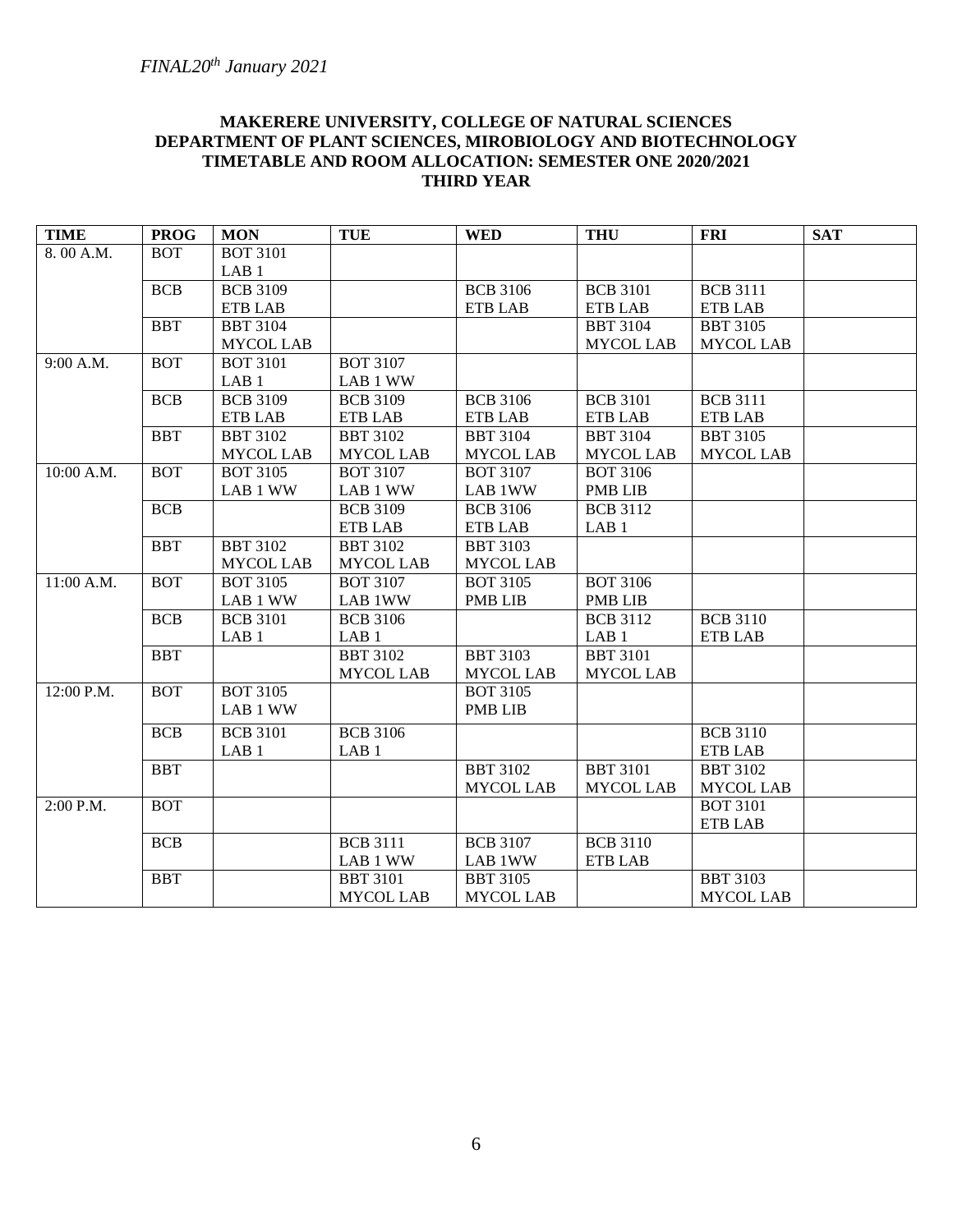*FINAL20th January 2021*

**MAKERERE UNIVERSITY, COLLEGE OF NATURAL SCIENCES**
**DEPARTMENT OF PLANT SCIENCES, MIROBIOLOGY AND BIOTECHNOLOGY**
**TIMETABLE AND ROOM ALLOCATION: SEMESTER ONE 2020/2021**
**THIRD YEAR**

| TIME | PROG | MON | TUE | WED | THU | FRI | SAT |
|---|---|---|---|---|---|---|---|
| 8. 00 A.M. | BOT | BOT 3101 LAB 1 | | | | | |
| | BCB | BCB 3109 ETB LAB | | BCB 3106 ETB LAB | BCB 3101 ETB LAB | BCB 3111 ETB LAB | |
| | BBT | BBT 3104 MYCOL LAB | | | BBT 3104 MYCOL LAB | BBT 3105 MYCOL LAB | |
| 9:00 A.M. | BOT | BOT 3101 LAB 1 | BOT 3107 LAB 1 WW | | | | |
| | BCB | BCB 3109 ETB LAB | BCB 3109 ETB LAB | BCB 3106 ETB LAB | BCB 3101 ETB LAB | BCB 3111 ETB LAB | |
| | BBT | BBT 3102 MYCOL LAB | BBT 3102 MYCOL LAB | BBT 3104 MYCOL LAB | BBT 3104 MYCOL LAB | BBT 3105 MYCOL LAB | |
| 10:00 A.M. | BOT | BOT 3105 LAB 1 WW | BOT 3107 LAB 1 WW | BOT 3107 LAB 1WW | BOT 3106 PMB LIB | | |
| | BCB | | BCB 3109 ETB LAB | BCB 3106 ETB LAB | BCB 3112 LAB 1 | | |
| | BBT | BBT 3102 MYCOL LAB | BBT 3102 MYCOL LAB | BBT 3103 MYCOL LAB | | | |
| 11:00 A.M. | BOT | BOT 3105 LAB 1 WW | BOT 3107 LAB 1WW | BOT 3105 PMB LIB | BOT 3106 PMB LIB | | |
| | BCB | BCB 3101 LAB 1 | BCB 3106 LAB 1 | | BCB 3112 LAB 1 | BCB 3110 ETB LAB | |
| | BBT | | BBT 3102 MYCOL LAB | BBT 3103 MYCOL LAB | BBT 3101 MYCOL LAB | | |
| 12:00 P.M. | BOT | BOT 3105 LAB 1 WW | | BOT 3105 PMB LIB | | | |
| | BCB | BCB 3101 LAB 1 | BCB 3106 LAB 1 | | | BCB 3110 ETB LAB | |
| | BBT | | | BBT 3102 MYCOL LAB | BBT 3101 MYCOL LAB | BBT 3102 MYCOL LAB | |
| 2:00 P.M. | BOT | | | | | BOT 3101 ETB LAB | |
| | BCB | | BCB 3111 LAB 1 WW | BCB 3107 LAB 1WW | BCB 3110 ETB LAB | | |
| | BBT | | BBT 3101 MYCOL LAB | BBT 3105 MYCOL LAB | | BBT 3103 MYCOL LAB | |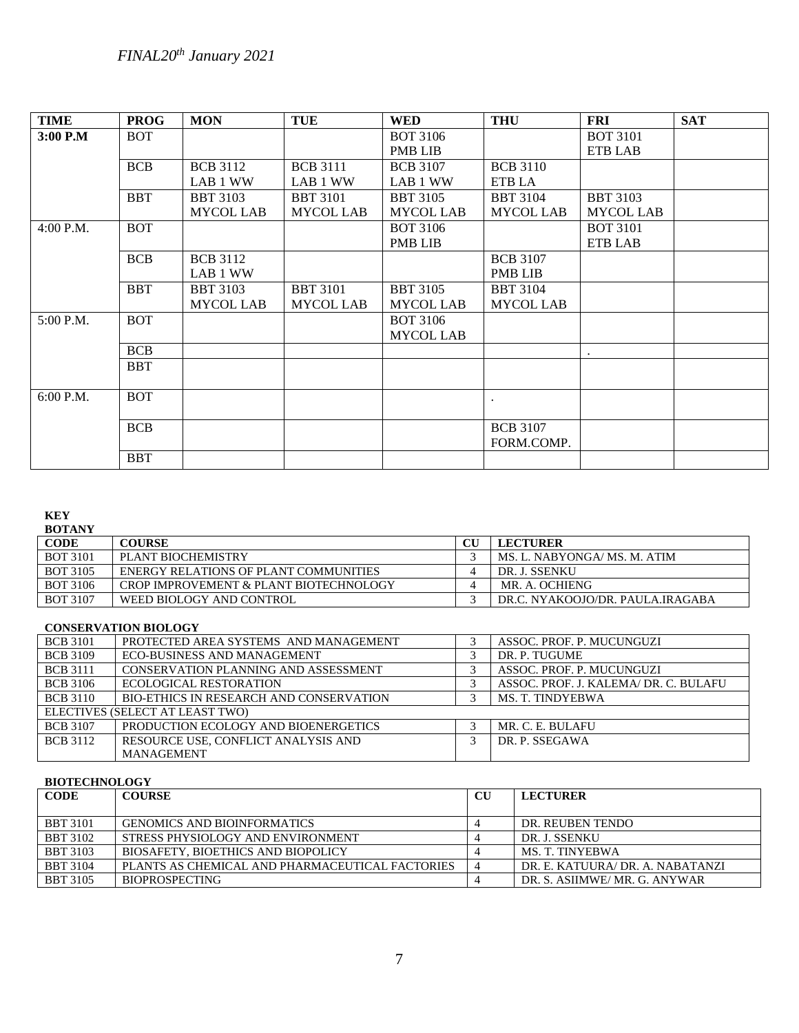*FINAL20th January 2021*

| TIME | PROG | MON | TUE | WED | THU | FRI | SAT |
|---|---|---|---|---|---|---|---|
| **3:00 P.M** | BOT | | | BOT 3106 PMB LIB | | BOT 3101 ETB LAB | |
| | BCB | BCB 3112 LAB 1 WW | BCB 3111 LAB 1 WW | BCB 3107 LAB 1 WW | BCB 3110 ETB LA | | |
| | BBT | BBT 3103 MYCOL LAB | BBT 3101 MYCOL LAB | BBT 3105 MYCOL LAB | BBT 3104 MYCOL LAB | BBT 3103 MYCOL LAB | |
| 4:00 P.M. | BOT | | | BOT 3106 PMB LIB | | BOT 3101 ETB LAB | |
| | BCB | BCB 3112 LAB 1 WW | | | BCB 3107 PMB LIB | | |
| | BBT | BBT 3103 MYCOL LAB | BBT 3101 MYCOL LAB | BBT 3105 MYCOL LAB | BBT 3104 MYCOL LAB | | |
| 5:00 P.M. | BOT | | | BOT 3106 MYCOL LAB | | | |
| | BCB | | | | | . | |
| | BBT | | | | | | |
| 6:00 P.M. | BOT | | | | . | | |
| | BCB | | | | BCB 3107 FORM.COMP. | | |
| | BBT | | | | | | |

**KEY**

**BOTANY**

| CODE | COURSE | CU | LECTURER |
|---|---|---|---|
| BOT 3101 | PLANT BIOCHEMISTRY | 3 | MS. L. NABYONGA/ MS. M. ATIM |
| BOT 3105 | ENERGY RELATIONS OF PLANT COMMUNITIES | 4 | DR. J. SSENKU |
| BOT 3106 | CROP IMPROVEMENT & PLANT BIOTECHNOLOGY | 4 | MR. A. OCHIENG |
| BOT 3107 | WEED BIOLOGY AND CONTROL | 3 | DR.C. NYAKOOJO/DR. PAULA.IRAGABA |

**CONSERVATION BIOLOGY**

| | | | |
|---|---|---|---|
| BCB 3101 | PROTECTED AREA SYSTEMS AND MANAGEMENT | 3 | ASSOC. PROF. P. MUCUNGUZI |
| BCB 3109 | ECO-BUSINESS AND MANAGEMENT | 3 | DR. P. TUGUME |
| BCB 3111 | CONSERVATION PLANNING AND ASSESSMENT | 3 | ASSOC. PROF. P. MUCUNGUZI |
| BCB 3106 | ECOLOGICAL RESTORATION | 3 | ASSOC. PROF. J. KALEMA/ DR. C. BULAFU |
| BCB 3110 | BIO-ETHICS IN RESEARCH AND CONSERVATION | 3 | MS. T. TINDYEBWA |
| ELECTIVES (SELECT AT LEAST TWO) | | | |
| BCB 3107 | PRODUCTION ECOLOGY AND BIOENERGETICS | 3 | MR. C. E. BULAFU |
| BCB 3112 | RESOURCE USE, CONFLICT ANALYSIS AND MANAGEMENT | 3 | DR. P. SSEGAWA |

**BIOTECHNOLOGY**

| CODE | COURSE | CU | LECTURER |
|---|---|---|---|
| BBT 3101 | GENOMICS AND BIOINFORMATICS | 4 | DR. REUBEN TENDO |
| BBT 3102 | STRESS PHYSIOLOGY AND ENVIRONMENT | 4 | DR. J. SSENKU |
| BBT 3103 | BIOSAFETY, BIOETHICS AND BIOPOLICY | 4 | MS. T. TINYEBWA |
| BBT 3104 | PLANTS AS CHEMICAL AND PHARMACEUTICAL FACTORIES | 4 | DR. E. KATUURA/ DR. A. NABATANZI |
| BBT 3105 | BIOPROSPECTING | 4 | DR. S. ASIIMWE/ MR. G. ANYWAR |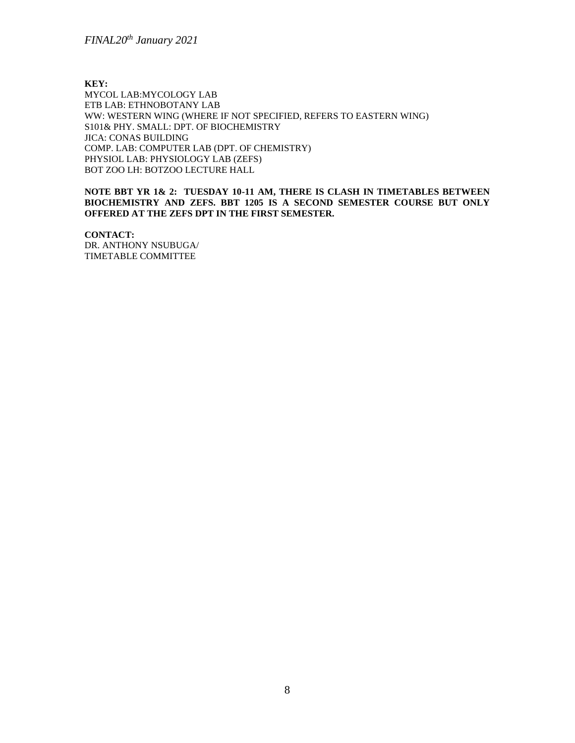**KEY:**

MYCOL LAB:MYCOLOGY LAB
ETB LAB: ETHNOBOTANY LAB
WW: WESTERN WING (WHERE IF NOT SPECIFIED, REFERS TO EASTERN WING)
S101& PHY. SMALL: DPT. OF BIOCHEMISTRY
JICA: CONAS BUILDING
COMP. LAB: COMPUTER LAB (DPT. OF CHEMISTRY)
PHYSIOL LAB: PHYSIOLOGY LAB (ZEFS)
BOT ZOO LH: BOTZOO LECTURE HALL

**NOTE BBT YR 1& 2: TUESDAY 10-11 AM, THERE IS CLASH IN TIMETABLES BETWEEN BIOCHEMISTRY AND ZEFS. BBT 1205 IS A SECOND SEMESTER COURSE BUT ONLY OFFERED AT THE ZEFS DPT IN THE FIRST SEMESTER.**

**CONTACT:**

DR. ANTHONY NSUBUGA/
TIMETABLE COMMITTEE